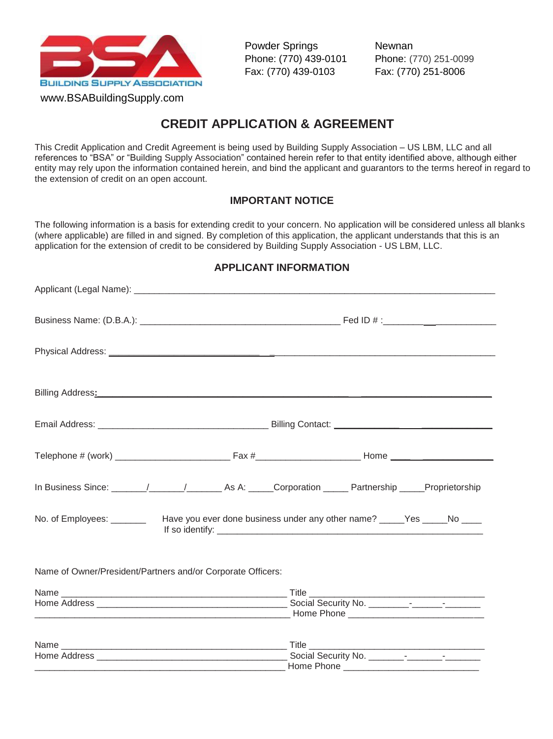BUILDING SUPPLY ASSOCIATION

www.BSABuildingSupply.com

Powder Springs
Phone: (770) 439-0101
Fax: (770) 439-0103

Newnan
Phone: (770) 251-0099
Fax: (770) 251-8006

# CREDIT APPLICATION & AGREEMENT

This Credit Application and Credit Agreement is being used by Building Supply Association – US LBM, LLC and all references to "BSA" or "Building Supply Association" contained herein refer to that entity identified above, although either entity may rely upon the information contained herein, and bind the applicant and guarantors to the terms hereof in regard to the extension of credit on an open account.

## IMPORTANT NOTICE

The following information is a basis for extending credit to your concern. No application will be considered unless all blanks (where applicable) are filled in and signed. By completion of this application, the applicant understands that this is an application for the extension of credit to be considered by Building Supply Association - US LBM, LLC.

## APPLICANT INFORMATION

Applicant (Legal Name): ___________________________________________________________________________

Business Name: (D.B.A.): __________________________________________ Fed ID # :_________________________

Physical Address: ________________________________________________________________________________

Billing Address: _________________________________________________________________________________

Email Address: ____________________________________ Billing Contact: ______________________________

Telephone # (work) ________________________ Fax #______________________ Home ___________________

In Business Since: _______/_______/_______ As A: _____Corporation _____ Partnership _____Proprietorship

No. of Employees: _______ Have you ever done business under any other name? _____Yes _____No ____
If so identify: ________________________________________________________

Name of Owner/President/Partners and/or Corporate Officers:

Name ________________________________________________ Title ____________________________________
Home Address _________________________________________ Social Security No. ________-______-_______
_____________________________________________________ Home Phone ____________________________

Name ________________________________________________ Title ____________________________________
Home Address _________________________________________ Social Security No. _______-_______-_______
_____________________________________________________ Home Phone ____________________________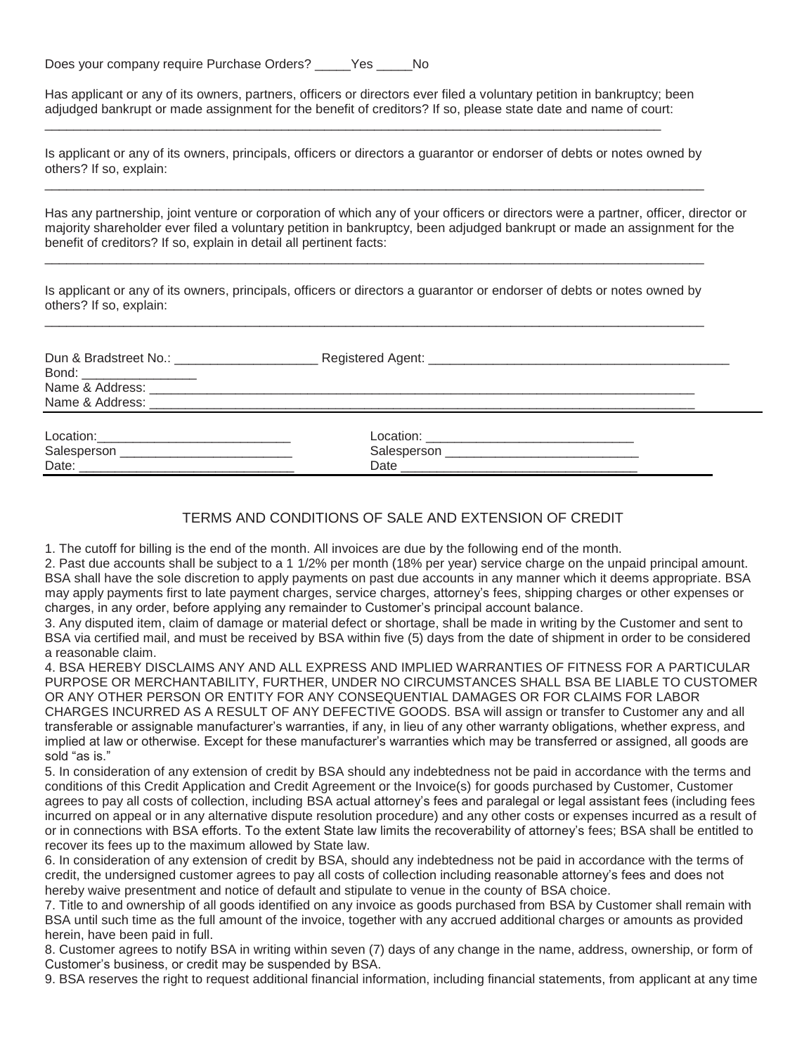Does your company require Purchase Orders? _____Yes _____No

Has applicant or any of its owners, partners, officers or directors ever filed a voluntary petition in bankruptcy; been adjudged bankrupt or made assignment for the benefit of creditors? If so, please state date and name of court:

_______________________________________________________________________________________

Is applicant or any of its owners, principals, officers or directors a guarantor or endorser of debts or notes owned by others? If so, explain:

_______________________________________________________________________________________

Has any partnership, joint venture or corporation of which any of your officers or directors were a partner, officer, director or majority shareholder ever filed a voluntary petition in bankruptcy, been adjudged bankrupt or made an assignment for the benefit of creditors? If so, explain in detail all pertinent facts:

_______________________________________________________________________________________

Is applicant or any of its owners, principals, officers or directors a guarantor or endorser of debts or notes owned by others? If so, explain:

_______________________________________________________________________________________

Dun & Bradstreet No.: ____________________ Registered Agent: ________________________________________

Bond: ________________

Name & Address: ________________________________________________________________________

Name & Address: ________________________________________________________________________

Location:___________________________ Location: ____________________________

Salesperson ________________________ Salesperson ___________________________

Date: ______________________________ Date ________________________________

## TERMS AND CONDITIONS OF SALE AND EXTENSION OF CREDIT

1. The cutoff for billing is the end of the month. All invoices are due by the following end of the month.
2. Past due accounts shall be subject to a 1 1/2% per month (18% per year) service charge on the unpaid principal amount. BSA shall have the sole discretion to apply payments on past due accounts in any manner which it deems appropriate. BSA may apply payments first to late payment charges, service charges, attorney's fees, shipping charges or other expenses or charges, in any order, before applying any remainder to Customer's principal account balance.
3. Any disputed item, claim of damage or material defect or shortage, shall be made in writing by the Customer and sent to BSA via certified mail, and must be received by BSA within five (5) days from the date of shipment in order to be considered a reasonable claim.
4. BSA HEREBY DISCLAIMS ANY AND ALL EXPRESS AND IMPLIED WARRANTIES OF FITNESS FOR A PARTICULAR PURPOSE OR MERCHANTABILITY, FURTHER, UNDER NO CIRCUMSTANCES SHALL BSA BE LIABLE TO CUSTOMER OR ANY OTHER PERSON OR ENTITY FOR ANY CONSEQUENTIAL DAMAGES OR FOR CLAIMS FOR LABOR CHARGES INCURRED AS A RESULT OF ANY DEFECTIVE GOODS. BSA will assign or transfer to Customer any and all transferable or assignable manufacturer's warranties, if any, in lieu of any other warranty obligations, whether express, and implied at law or otherwise. Except for these manufacturer's warranties which may be transferred or assigned, all goods are sold "as is."
5. In consideration of any extension of credit by BSA should any indebtedness not be paid in accordance with the terms and conditions of this Credit Application and Credit Agreement or the Invoice(s) for goods purchased by Customer, Customer agrees to pay all costs of collection, including BSA actual attorney's fees and paralegal or legal assistant fees (including fees incurred on appeal or in any alternative dispute resolution procedure) and any other costs or expenses incurred as a result of or in connections with BSA efforts. To the extent State law limits the recoverability of attorney's fees; BSA shall be entitled to recover its fees up to the maximum allowed by State law.
6. In consideration of any extension of credit by BSA, should any indebtedness not be paid in accordance with the terms of credit, the undersigned customer agrees to pay all costs of collection including reasonable attorney's fees and does not hereby waive presentment and notice of default and stipulate to venue in the county of BSA choice.
7. Title to and ownership of all goods identified on any invoice as goods purchased from BSA by Customer shall remain with BSA until such time as the full amount of the invoice, together with any accrued additional charges or amounts as provided herein, have been paid in full.
8. Customer agrees to notify BSA in writing within seven (7) days of any change in the name, address, ownership, or form of Customer's business, or credit may be suspended by BSA.
9. BSA reserves the right to request additional financial information, including financial statements, from applicant at any time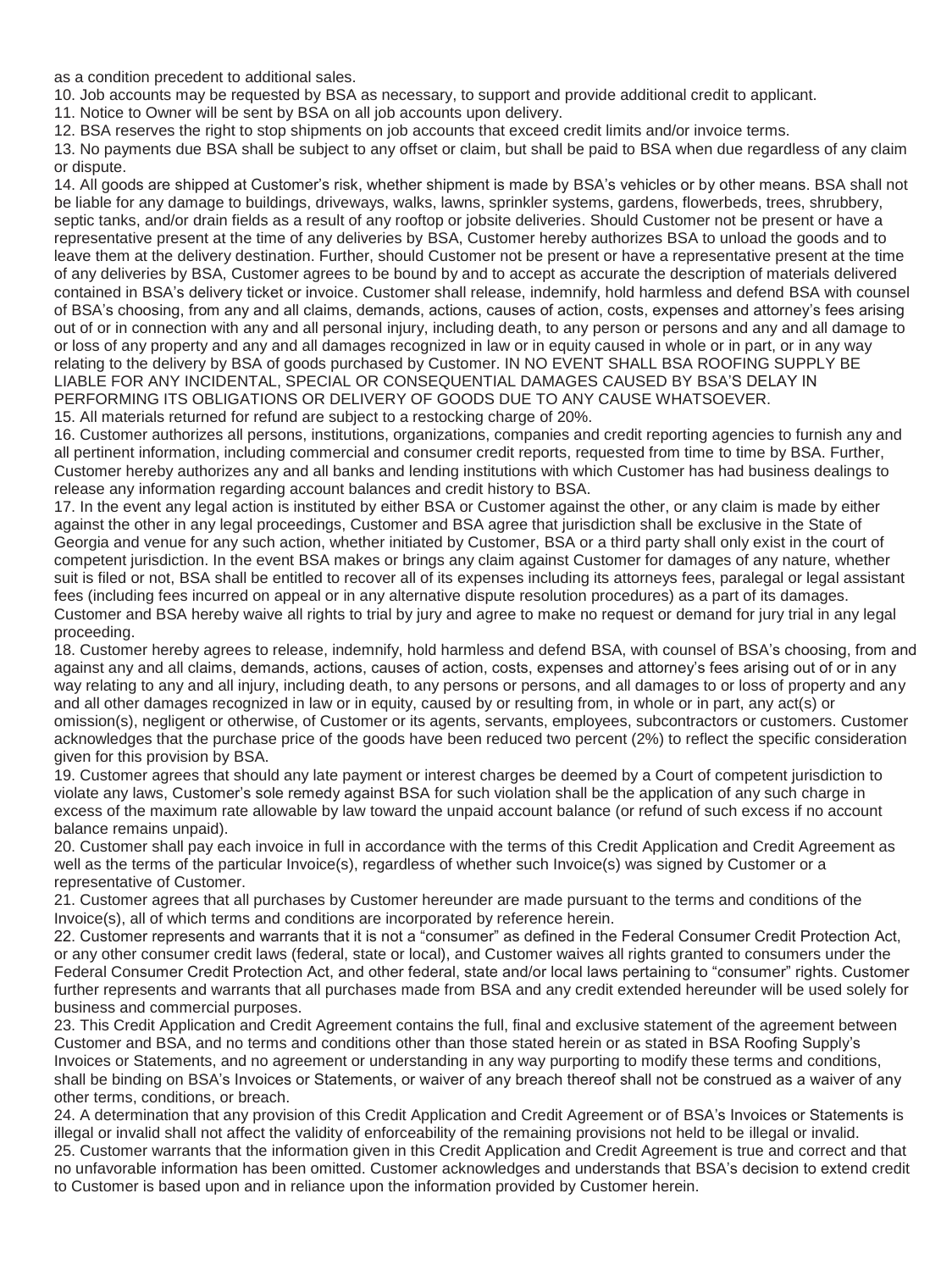as a condition precedent to additional sales.

10. Job accounts may be requested by BSA as necessary, to support and provide additional credit to applicant.

11. Notice to Owner will be sent by BSA on all job accounts upon delivery.

12. BSA reserves the right to stop shipments on job accounts that exceed credit limits and/or invoice terms.

13. No payments due BSA shall be subject to any offset or claim, but shall be paid to BSA when due regardless of any claim or dispute.

14. All goods are shipped at Customer's risk, whether shipment is made by BSA's vehicles or by other means. BSA shall not be liable for any damage to buildings, driveways, walks, lawns, sprinkler systems, gardens, flowerbeds, trees, shrubbery, septic tanks, and/or drain fields as a result of any rooftop or jobsite deliveries. Should Customer not be present or have a representative present at the time of any deliveries by BSA, Customer hereby authorizes BSA to unload the goods and to leave them at the delivery destination. Further, should Customer not be present or have a representative present at the time of any deliveries by BSA, Customer agrees to be bound by and to accept as accurate the description of materials delivered contained in BSA's delivery ticket or invoice. Customer shall release, indemnify, hold harmless and defend BSA with counsel of BSA's choosing, from any and all claims, demands, actions, causes of action, costs, expenses and attorney's fees arising out of or in connection with any and all personal injury, including death, to any person or persons and any and all damage to or loss of any property and any and all damages recognized in law or in equity caused in whole or in part, or in any way relating to the delivery by BSA of goods purchased by Customer. IN NO EVENT SHALL BSA ROOFING SUPPLY BE LIABLE FOR ANY INCIDENTAL, SPECIAL OR CONSEQUENTIAL DAMAGES CAUSED BY BSA'S DELAY IN PERFORMING ITS OBLIGATIONS OR DELIVERY OF GOODS DUE TO ANY CAUSE WHATSOEVER.

15. All materials returned for refund are subject to a restocking charge of 20%.

16. Customer authorizes all persons, institutions, organizations, companies and credit reporting agencies to furnish any and all pertinent information, including commercial and consumer credit reports, requested from time to time by BSA. Further, Customer hereby authorizes any and all banks and lending institutions with which Customer has had business dealings to release any information regarding account balances and credit history to BSA.

17. In the event any legal action is instituted by either BSA or Customer against the other, or any claim is made by either against the other in any legal proceedings, Customer and BSA agree that jurisdiction shall be exclusive in the State of Georgia and venue for any such action, whether initiated by Customer, BSA or a third party shall only exist in the court of competent jurisdiction. In the event BSA makes or brings any claim against Customer for damages of any nature, whether suit is filed or not, BSA shall be entitled to recover all of its expenses including its attorneys fees, paralegal or legal assistant fees (including fees incurred on appeal or in any alternative dispute resolution procedures) as a part of its damages. Customer and BSA hereby waive all rights to trial by jury and agree to make no request or demand for jury trial in any legal proceeding.

18. Customer hereby agrees to release, indemnify, hold harmless and defend BSA, with counsel of BSA's choosing, from and against any and all claims, demands, actions, causes of action, costs, expenses and attorney's fees arising out of or in any way relating to any and all injury, including death, to any persons or persons, and all damages to or loss of property and any and all other damages recognized in law or in equity, caused by or resulting from, in whole or in part, any act(s) or omission(s), negligent or otherwise, of Customer or its agents, servants, employees, subcontractors or customers. Customer acknowledges that the purchase price of the goods have been reduced two percent (2%) to reflect the specific consideration given for this provision by BSA.

19. Customer agrees that should any late payment or interest charges be deemed by a Court of competent jurisdiction to violate any laws, Customer's sole remedy against BSA for such violation shall be the application of any such charge in excess of the maximum rate allowable by law toward the unpaid account balance (or refund of such excess if no account balance remains unpaid).

20. Customer shall pay each invoice in full in accordance with the terms of this Credit Application and Credit Agreement as well as the terms of the particular Invoice(s), regardless of whether such Invoice(s) was signed by Customer or a representative of Customer.

21. Customer agrees that all purchases by Customer hereunder are made pursuant to the terms and conditions of the Invoice(s), all of which terms and conditions are incorporated by reference herein.

22. Customer represents and warrants that it is not a "consumer" as defined in the Federal Consumer Credit Protection Act, or any other consumer credit laws (federal, state or local), and Customer waives all rights granted to consumers under the Federal Consumer Credit Protection Act, and other federal, state and/or local laws pertaining to "consumer" rights. Customer further represents and warrants that all purchases made from BSA and any credit extended hereunder will be used solely for business and commercial purposes.

23. This Credit Application and Credit Agreement contains the full, final and exclusive statement of the agreement between Customer and BSA, and no terms and conditions other than those stated herein or as stated in BSA Roofing Supply's Invoices or Statements, and no agreement or understanding in any way purporting to modify these terms and conditions, shall be binding on BSA's Invoices or Statements, or waiver of any breach thereof shall not be construed as a waiver of any other terms, conditions, or breach.

24. A determination that any provision of this Credit Application and Credit Agreement or of BSA's Invoices or Statements is illegal or invalid shall not affect the validity of enforceability of the remaining provisions not held to be illegal or invalid.

25. Customer warrants that the information given in this Credit Application and Credit Agreement is true and correct and that no unfavorable information has been omitted. Customer acknowledges and understands that BSA's decision to extend credit to Customer is based upon and in reliance upon the information provided by Customer herein.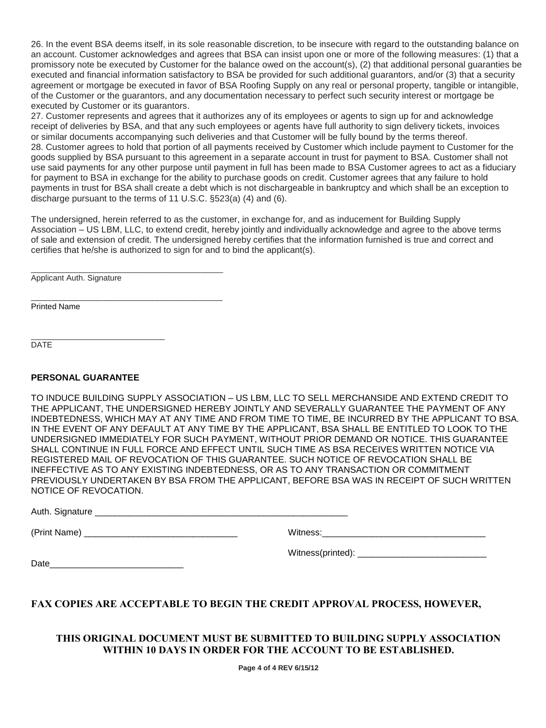26. In the event BSA deems itself, in its sole reasonable discretion, to be insecure with regard to the outstanding balance on an account. Customer acknowledges and agrees that BSA can insist upon one or more of the following measures: (1) that a promissory note be executed by Customer for the balance owed on the account(s), (2) that additional personal guaranties be executed and financial information satisfactory to BSA be provided for such additional guarantors, and/or (3) that a security agreement or mortgage be executed in favor of BSA Roofing Supply on any real or personal property, tangible or intangible, of the Customer or the guarantors, and any documentation necessary to perfect such security interest or mortgage be executed by Customer or its guarantors.

27. Customer represents and agrees that it authorizes any of its employees or agents to sign up for and acknowledge receipt of deliveries by BSA, and that any such employees or agents have full authority to sign delivery tickets, invoices or similar documents accompanying such deliveries and that Customer will be fully bound by the terms thereof.

28. Customer agrees to hold that portion of all payments received by Customer which include payment to Customer for the goods supplied by BSA pursuant to this agreement in a separate account in trust for payment to BSA. Customer shall not use said payments for any other purpose until payment in full has been made to BSA Customer agrees to act as a fiduciary for payment to BSA in exchange for the ability to purchase goods on credit. Customer agrees that any failure to hold payments in trust for BSA shall create a debt which is not dischargeable in bankruptcy and which shall be an exception to discharge pursuant to the terms of 11 U.S.C. §523(a) (4) and (6).

The undersigned, herein referred to as the customer, in exchange for, and as inducement for Building Supply Association – US LBM, LLC, to extend credit, hereby jointly and individually acknowledge and agree to the above terms of sale and extension of credit. The undersigned hereby certifies that the information furnished is true and correct and certifies that he/she is authorized to sign for and to bind the applicant(s).

__________________________________________
Applicant Auth. Signature

__________________________________________
Printed Name

_____________________________
DATE

**PERSONAL GUARANTEE**

TO INDUCE BUILDING SUPPLY ASSOCIATION – US LBM, LLC TO SELL MERCHANSIDE AND EXTEND CREDIT TO THE APPLICANT, THE UNDERSIGNED HEREBY JOINTLY AND SEVERALLY GUARANTEE THE PAYMENT OF ANY INDEBTEDNESS, WHICH MAY AT ANY TIME AND FROM TIME TO TIME, BE INCURRED BY THE APPLICANT TO BSA. IN THE EVENT OF ANY DEFAULT AT ANY TIME BY THE APPLICANT, BSA SHALL BE ENTITLED TO LOOK TO THE UNDERSIGNED IMMEDIATELY FOR SUCH PAYMENT, WITHOUT PRIOR DEMAND OR NOTICE. THIS GUARANTEE SHALL CONTINUE IN FULL FORCE AND EFFECT UNTIL SUCH TIME AS BSA RECEIVES WRITTEN NOTICE VIA REGISTERED MAIL OF REVOCATION OF THIS GUARANTEE. SUCH NOTICE OF REVOCATION SHALL BE INEFFECTIVE AS TO ANY EXISTING INDEBTEDNESS, OR AS TO ANY TRANSACTION OR COMMITMENT PREVIOUSLY UNDERTAKEN BY BSA FROM THE APPLICANT, BEFORE BSA WAS IN RECEIPT OF SUCH WRITTEN NOTICE OF REVOCATION.

Auth. Signature ______________________________________________________

(Print Name) ________________________________ Witness:_________________________________

Witness(printed): __________________________

Date___________________________

**FAX COPIES ARE ACCEPTABLE TO BEGIN THE CREDIT APPROVAL PROCESS, HOWEVER,**

**THIS ORIGINAL DOCUMENT MUST BE SUBMITTED TO BUILDING SUPPLY ASSOCIATION WITHIN 10 DAYS IN ORDER FOR THE ACCOUNT TO BE ESTABLISHED.**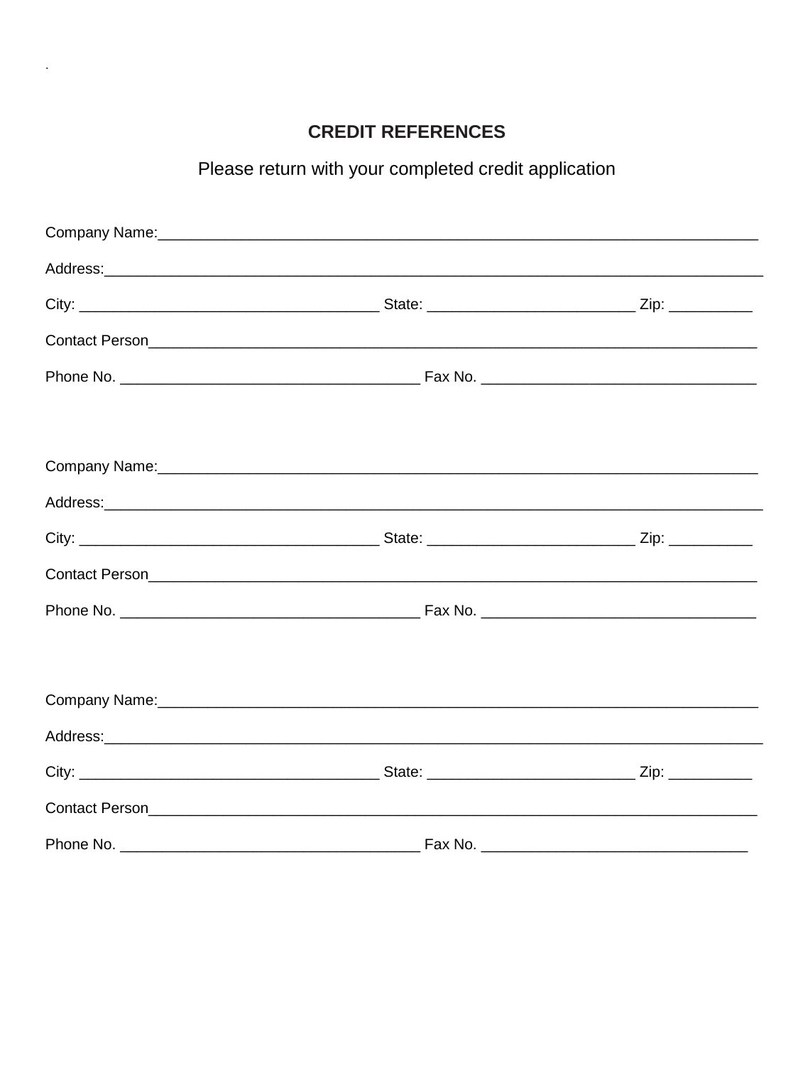## CREDIT REFERENCES

Please return with your completed credit application

Company Name:___________________________________________________________________________

Address:______________________________________________________________________________

City: ____________________________________ State: ________________________ Zip: __________

Contact Person__________________________________________________________________________

Phone No. ____________________________________ Fax No. ________________________________

Company Name:___________________________________________________________________________

Address:______________________________________________________________________________

City: ____________________________________ State: ________________________ Zip: __________

Contact Person__________________________________________________________________________

Phone No. ____________________________________ Fax No. ________________________________

Company Name:___________________________________________________________________________

Address:______________________________________________________________________________

City: ____________________________________ State: ________________________ Zip: __________

Contact Person__________________________________________________________________________

Phone No. ____________________________________ Fax No. ________________________________